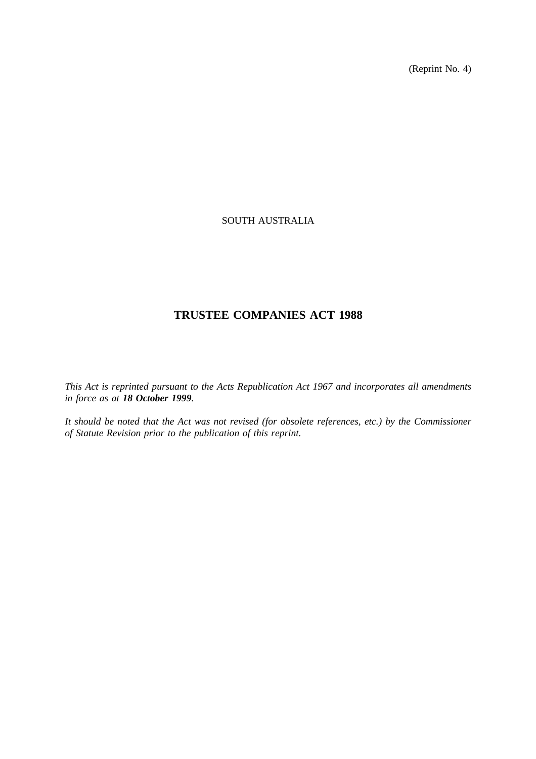(Reprint No. 4)

SOUTH AUSTRALIA

# TRUSTEE COMPANIES ACT 1988

*This Act is reprinted pursuant to the Acts Republication Act 1967 and incorporates all amendments in force as at* ***18 October 1999****.*

*It should be noted that the Act was not revised (for obsolete references, etc.) by the Commissioner of Statute Revision prior to the publication of this reprint.*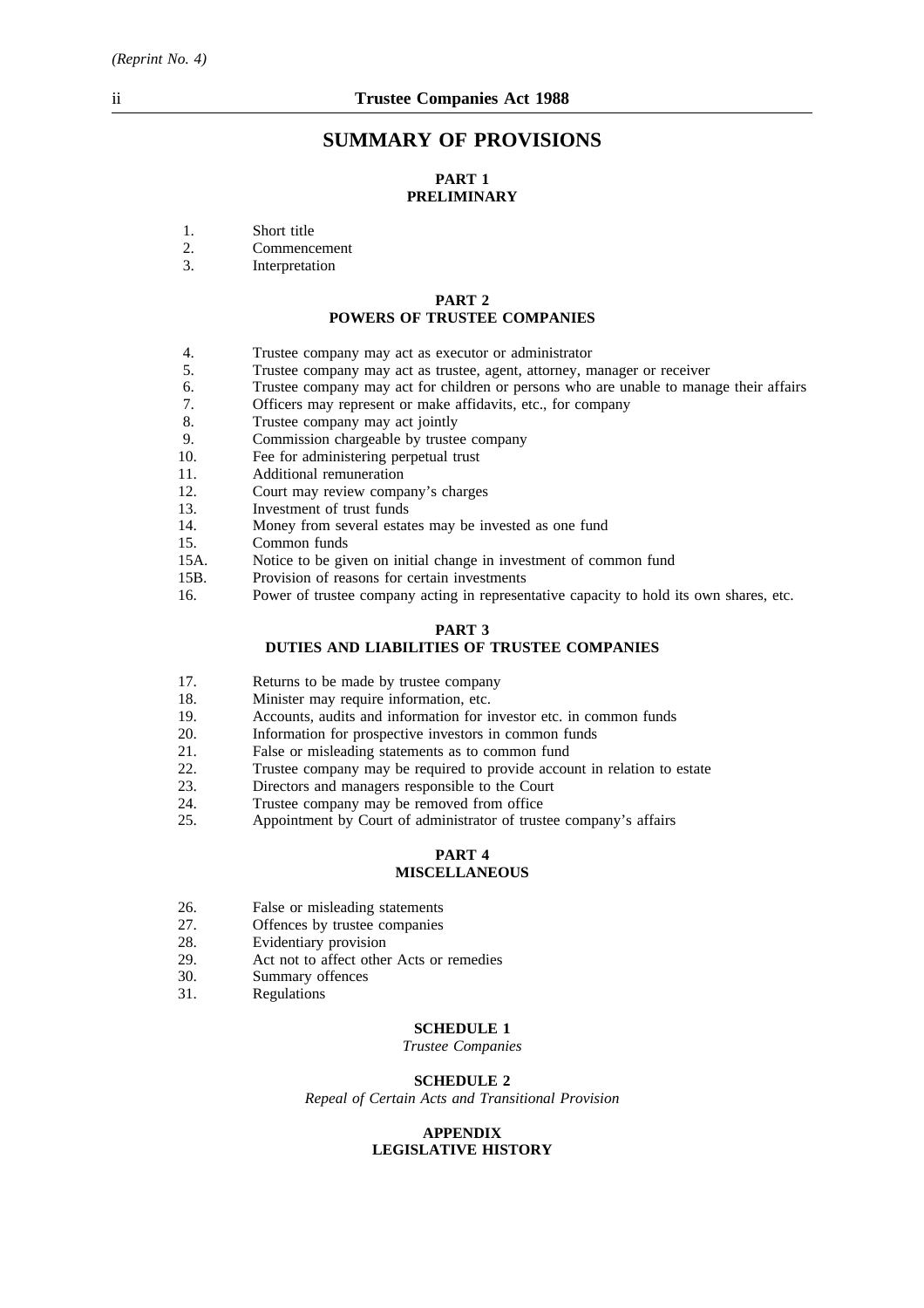# SUMMARY OF PROVISIONS

## PART 1
## PRELIMINARY

1. Short title
2. Commencement
3. Interpretation

## PART 2
## POWERS OF TRUSTEE COMPANIES

4. Trustee company may act as executor or administrator
5. Trustee company may act as trustee, agent, attorney, manager or receiver
6. Trustee company may act for children or persons who are unable to manage their affairs
7. Officers may represent or make affidavits, etc., for company
8. Trustee company may act jointly
9. Commission chargeable by trustee company
10. Fee for administering perpetual trust
11. Additional remuneration
12. Court may review company's charges
13. Investment of trust funds
14. Money from several estates may be invested as one fund
15. Common funds

15A. Notice to be given on initial change in investment of common fund

15B. Provision of reasons for certain investments

16. Power of trustee company acting in representative capacity to hold its own shares, etc.

## PART 3
## DUTIES AND LIABILITIES OF TRUSTEE COMPANIES

17. Returns to be made by trustee company
18. Minister may require information, etc.
19. Accounts, audits and information for investor etc. in common funds
20. Information for prospective investors in common funds
21. False or misleading statements as to common fund
22. Trustee company may be required to provide account in relation to estate
23. Directors and managers responsible to the Court
24. Trustee company may be removed from office
25. Appointment by Court of administrator of trustee company's affairs

## PART 4
## MISCELLANEOUS

26. False or misleading statements
27. Offences by trustee companies
28. Evidentiary provision
29. Act not to affect other Acts or remedies
30. Summary offences
31. Regulations

**SCHEDULE 1**

*Trustee Companies*

**SCHEDULE 2**

*Repeal of Certain Acts and Transitional Provision*

**APPENDIX**
**LEGISLATIVE HISTORY**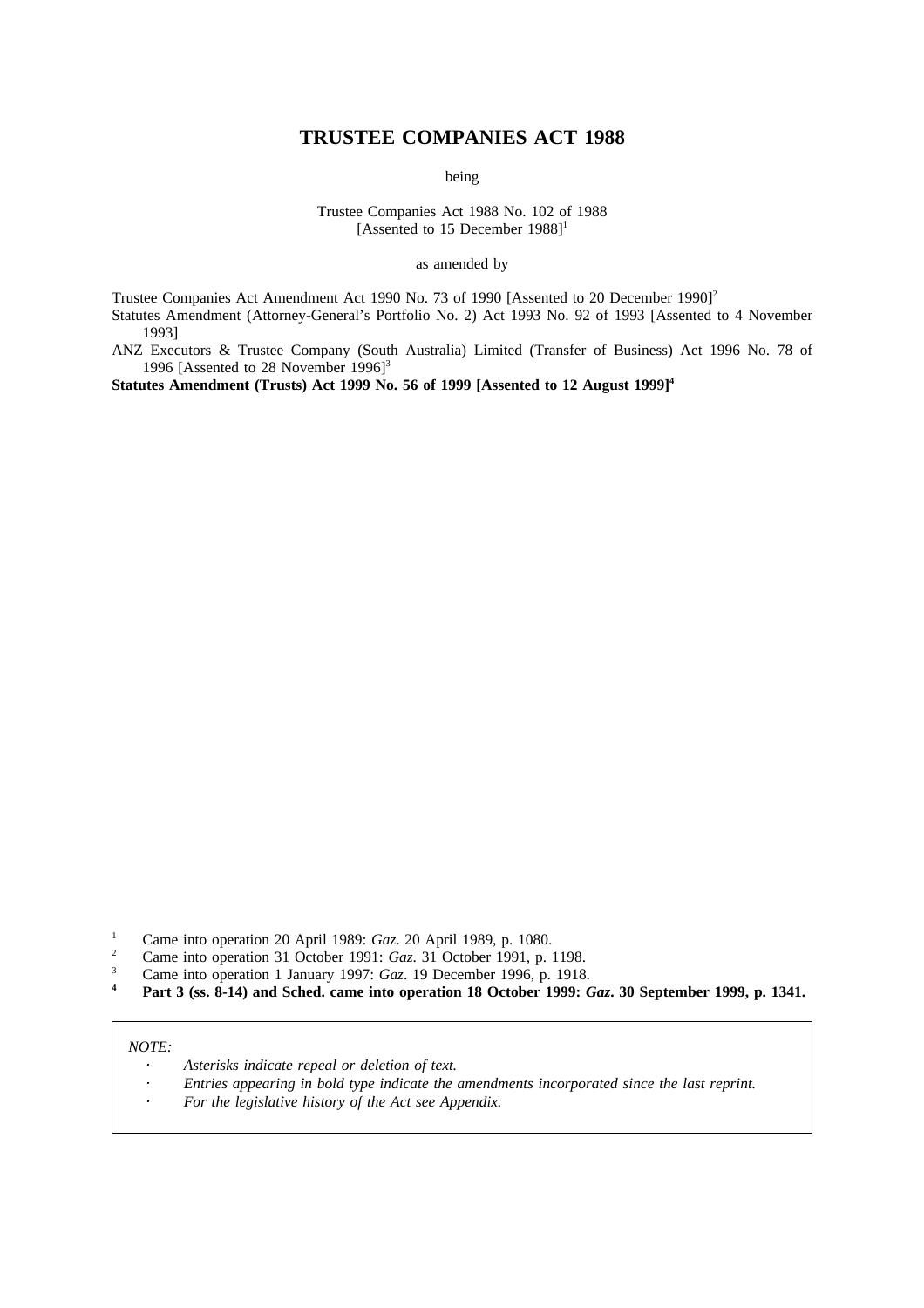# TRUSTEE COMPANIES ACT 1988

being

Trustee Companies Act 1988 No. 102 of 1988
[Assented to 15 December 1988][1]

as amended by

Trustee Companies Act Amendment Act 1990 No. 73 of 1990 [Assented to 20 December 1990][2]

Statutes Amendment (Attorney-General's Portfolio No. 2) Act 1993 No. 92 of 1993 [Assented to 4 November 1993]

ANZ Executors & Trustee Company (South Australia) Limited (Transfer of Business) Act 1996 No. 78 of 1996 [Assented to 28 November 1996][3]

**Statutes Amendment (Trusts) Act 1999 No. 56 of 1999 [Assented to 12 August 1999][4]**

[1] Came into operation 20 April 1989: *Gaz*. 20 April 1989, p. 1080.

[2] Came into operation 31 October 1991: *Gaz*. 31 October 1991, p. 1198.

[3] Came into operation 1 January 1997: *Gaz*. 19 December 1996, p. 1918.

**[4] Part 3 (ss. 8-14) and Sched. came into operation 18 October 1999: *Gaz*. 30 September 1999, p. 1341.**

*NOTE:*

- *Asterisks indicate repeal or deletion of text.*
- *Entries appearing in bold type indicate the amendments incorporated since the last reprint.*
- *For the legislative history of the Act see Appendix.*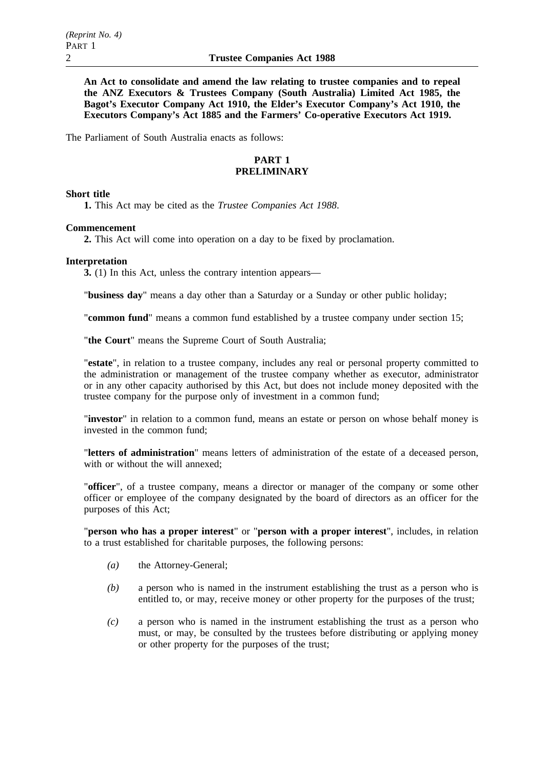**An Act to consolidate and amend the law relating to trustee companies and to repeal the ANZ Executors & Trustees Company (South Australia) Limited Act 1985, the Bagot's Executor Company Act 1910, the Elder's Executor Company's Act 1910, the Executors Company's Act 1885 and the Farmers' Co-operative Executors Act 1919.**

The Parliament of South Australia enacts as follows:

## PART 1
## PRELIMINARY

**Short title**

**1.** This Act may be cited as the *Trustee Companies Act 1988*.

**Commencement**

**2.** This Act will come into operation on a day to be fixed by proclamation.

**Interpretation**

**3.** (1) In this Act, unless the contrary intention appears—

"**business day**" means a day other than a Saturday or a Sunday or other public holiday;

"**common fund**" means a common fund established by a trustee company under section 15;

"**the Court**" means the Supreme Court of South Australia;

"**estate**", in relation to a trustee company, includes any real or personal property committed to the administration or management of the trustee company whether as executor, administrator or in any other capacity authorised by this Act, but does not include money deposited with the trustee company for the purpose only of investment in a common fund;

"**investor**" in relation to a common fund, means an estate or person on whose behalf money is invested in the common fund;

"**letters of administration**" means letters of administration of the estate of a deceased person, with or without the will annexed;

"**officer**", of a trustee company, means a director or manager of the company or some other officer or employee of the company designated by the board of directors as an officer for the purposes of this Act;

"**person who has a proper interest**" or "**person with a proper interest**", includes, in relation to a trust established for charitable purposes, the following persons:

*(a)* the Attorney-General;

*(b)* a person who is named in the instrument establishing the trust as a person who is entitled to, or may, receive money or other property for the purposes of the trust;

*(c)* a person who is named in the instrument establishing the trust as a person who must, or may, be consulted by the trustees before distributing or applying money or other property for the purposes of the trust;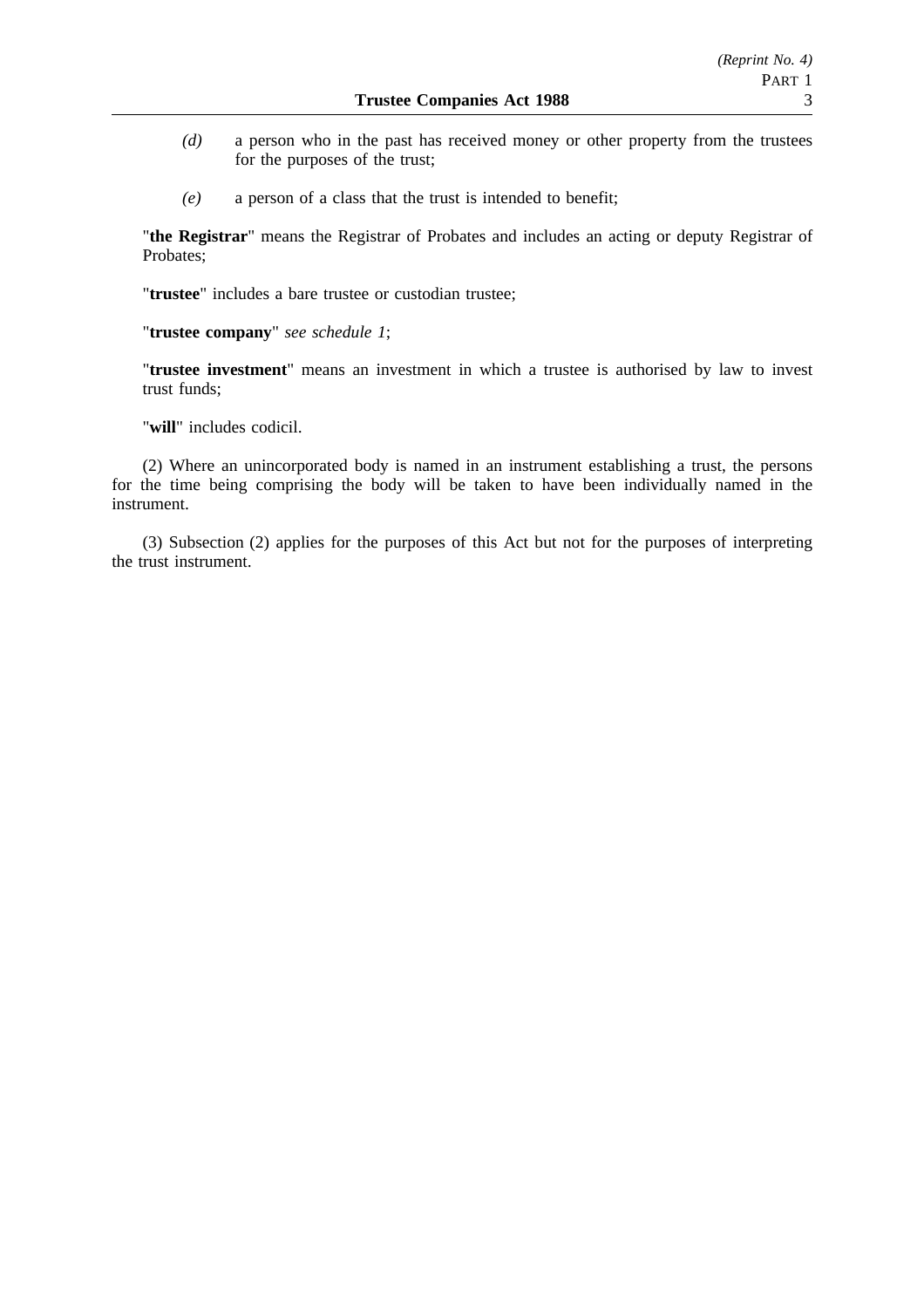*(d)* a person who in the past has received money or other property from the trustees for the purposes of the trust;

*(e)* a person of a class that the trust is intended to benefit;

"**the Registrar**" means the Registrar of Probates and includes an acting or deputy Registrar of Probates;

"**trustee**" includes a bare trustee or custodian trustee;

"**trustee company**" *see schedule 1*;

"**trustee investment**" means an investment in which a trustee is authorised by law to invest trust funds;

"**will**" includes codicil.

(2) Where an unincorporated body is named in an instrument establishing a trust, the persons for the time being comprising the body will be taken to have been individually named in the instrument.

(3) Subsection (2) applies for the purposes of this Act but not for the purposes of interpreting the trust instrument.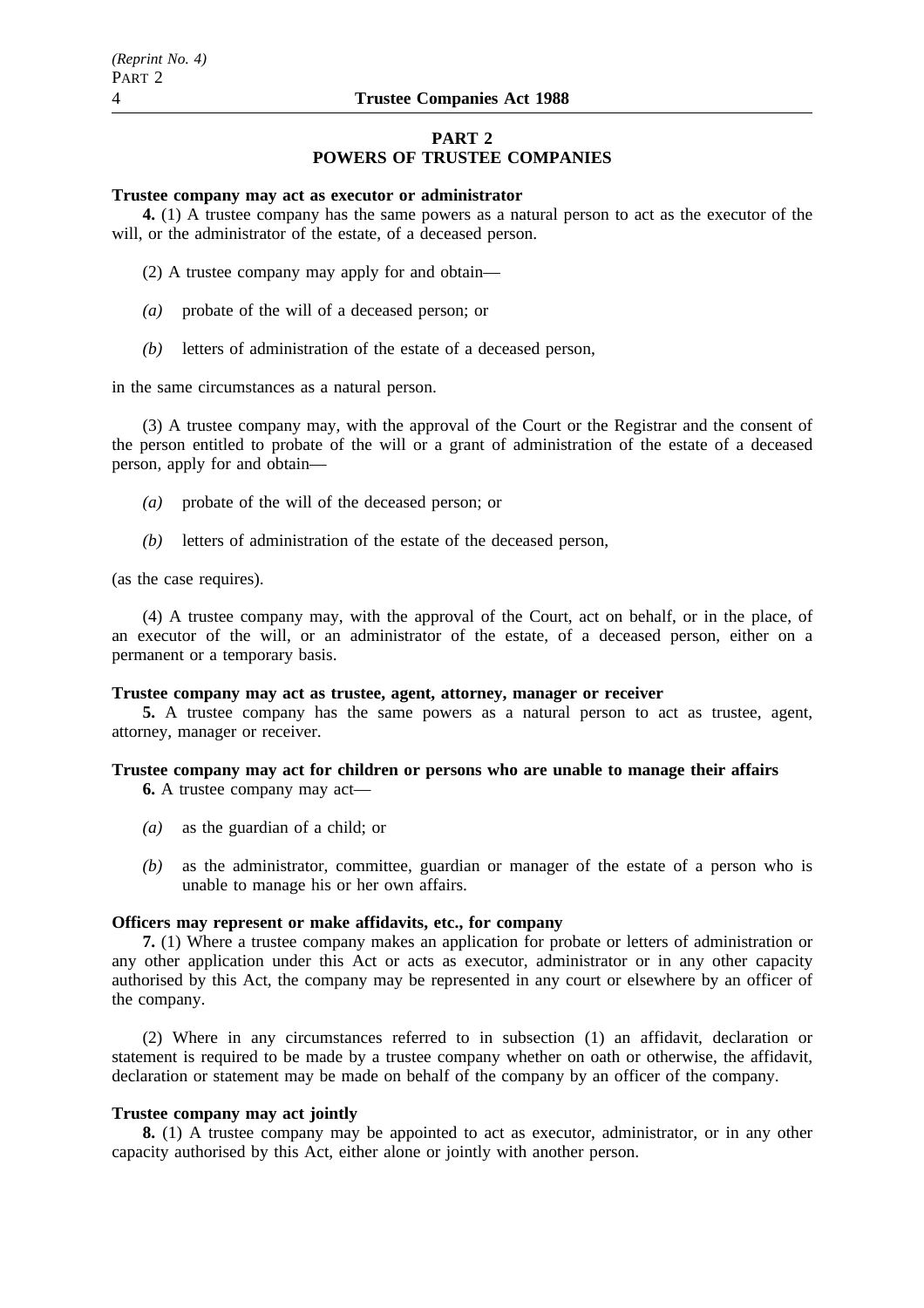## PART 2
## POWERS OF TRUSTEE COMPANIES

**Trustee company may act as executor or administrator**

**4.** (1) A trustee company has the same powers as a natural person to act as the executor of the will, or the administrator of the estate, of a deceased person.

(2) A trustee company may apply for and obtain—

*(a)* probate of the will of a deceased person; or

*(b)* letters of administration of the estate of a deceased person,

in the same circumstances as a natural person.

(3) A trustee company may, with the approval of the Court or the Registrar and the consent of the person entitled to probate of the will or a grant of administration of the estate of a deceased person, apply for and obtain—

*(a)* probate of the will of the deceased person; or

*(b)* letters of administration of the estate of the deceased person,

(as the case requires).

(4) A trustee company may, with the approval of the Court, act on behalf, or in the place, of an executor of the will, or an administrator of the estate, of a deceased person, either on a permanent or a temporary basis.

**Trustee company may act as trustee, agent, attorney, manager or receiver**

**5.** A trustee company has the same powers as a natural person to act as trustee, agent, attorney, manager or receiver.

**Trustee company may act for children or persons who are unable to manage their affairs**

**6.** A trustee company may act—

*(a)* as the guardian of a child; or

*(b)* as the administrator, committee, guardian or manager of the estate of a person who is unable to manage his or her own affairs.

**Officers may represent or make affidavits, etc., for company**

**7.** (1) Where a trustee company makes an application for probate or letters of administration or any other application under this Act or acts as executor, administrator or in any other capacity authorised by this Act, the company may be represented in any court or elsewhere by an officer of the company.

(2) Where in any circumstances referred to in subsection (1) an affidavit, declaration or statement is required to be made by a trustee company whether on oath or otherwise, the affidavit, declaration or statement may be made on behalf of the company by an officer of the company.

**Trustee company may act jointly**

**8.** (1) A trustee company may be appointed to act as executor, administrator, or in any other capacity authorised by this Act, either alone or jointly with another person.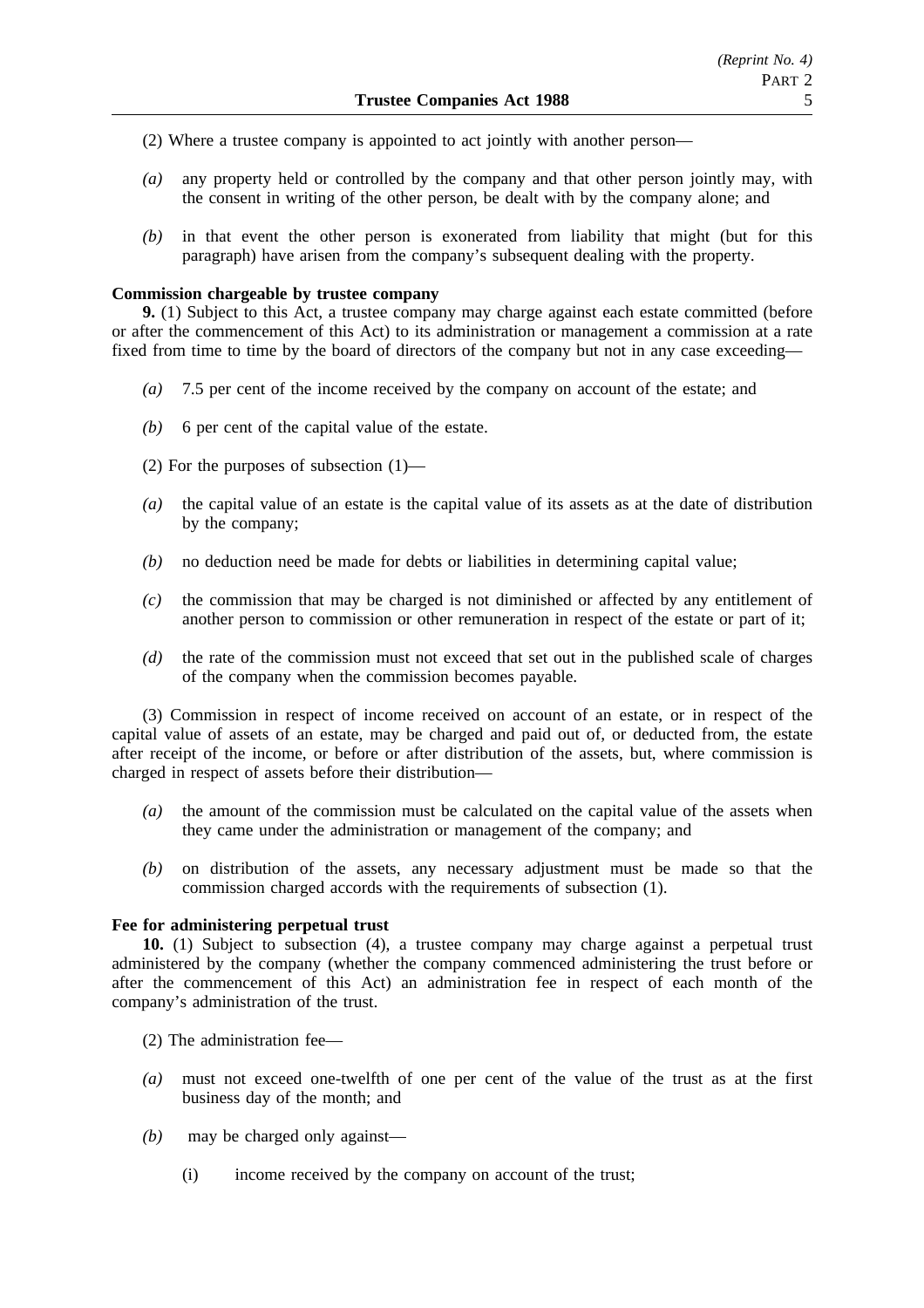(2) Where a trustee company is appointed to act jointly with another person—

*(a)* any property held or controlled by the company and that other person jointly may, with the consent in writing of the other person, be dealt with by the company alone; and

*(b)* in that event the other person is exonerated from liability that might (but for this paragraph) have arisen from the company's subsequent dealing with the property.

**Commission chargeable by trustee company**

**9.** (1) Subject to this Act, a trustee company may charge against each estate committed (before or after the commencement of this Act) to its administration or management a commission at a rate fixed from time to time by the board of directors of the company but not in any case exceeding—

*(a)* 7.5 per cent of the income received by the company on account of the estate; and

*(b)* 6 per cent of the capital value of the estate.

(2) For the purposes of subsection (1)—

*(a)* the capital value of an estate is the capital value of its assets as at the date of distribution by the company;

*(b)* no deduction need be made for debts or liabilities in determining capital value;

*(c)* the commission that may be charged is not diminished or affected by any entitlement of another person to commission or other remuneration in respect of the estate or part of it;

*(d)* the rate of the commission must not exceed that set out in the published scale of charges of the company when the commission becomes payable.

(3) Commission in respect of income received on account of an estate, or in respect of the capital value of assets of an estate, may be charged and paid out of, or deducted from, the estate after receipt of the income, or before or after distribution of the assets, but, where commission is charged in respect of assets before their distribution—

*(a)* the amount of the commission must be calculated on the capital value of the assets when they came under the administration or management of the company; and

*(b)* on distribution of the assets, any necessary adjustment must be made so that the commission charged accords with the requirements of subsection (1).

**Fee for administering perpetual trust**

**10.** (1) Subject to subsection (4), a trustee company may charge against a perpetual trust administered by the company (whether the company commenced administering the trust before or after the commencement of this Act) an administration fee in respect of each month of the company's administration of the trust.

(2) The administration fee—

*(a)* must not exceed one-twelfth of one per cent of the value of the trust as at the first business day of the month; and

*(b)* may be charged only against—

(i) income received by the company on account of the trust;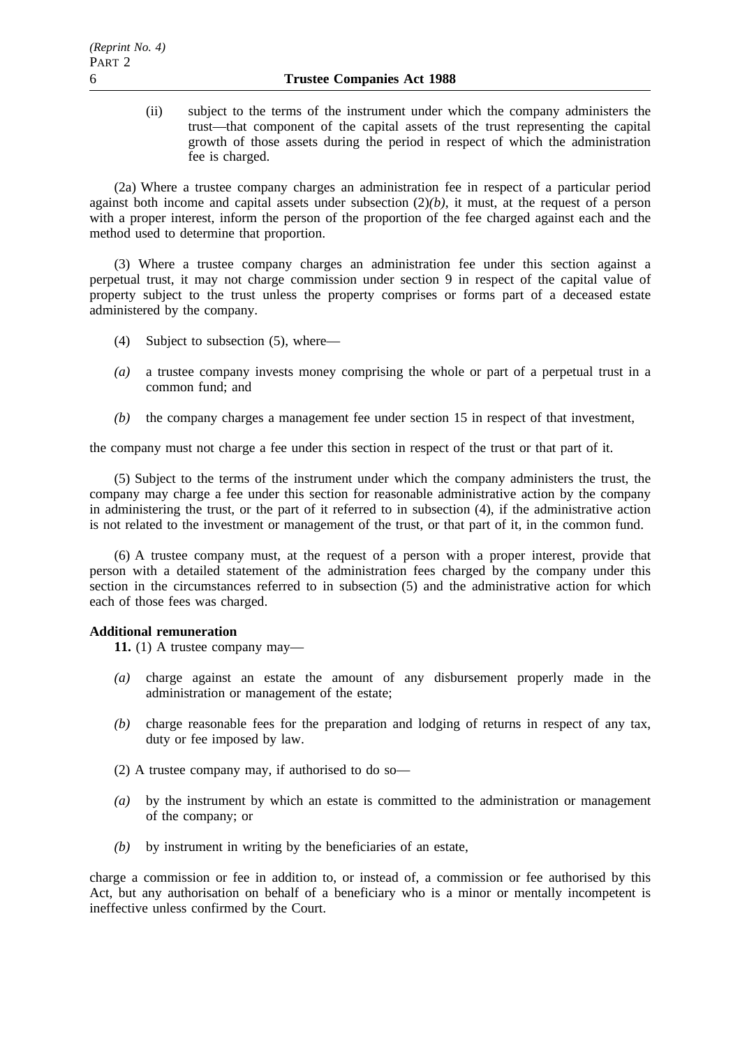(ii) subject to the terms of the instrument under which the company administers the trust—that component of the capital assets of the trust representing the capital growth of those assets during the period in respect of which the administration fee is charged.

(2a) Where a trustee company charges an administration fee in respect of a particular period against both income and capital assets under subsection (2)*(b)*, it must, at the request of a person with a proper interest, inform the person of the proportion of the fee charged against each and the method used to determine that proportion.

(3) Where a trustee company charges an administration fee under this section against a perpetual trust, it may not charge commission under section 9 in respect of the capital value of property subject to the trust unless the property comprises or forms part of a deceased estate administered by the company.

(4) Subject to subsection (5), where—

*(a)* a trustee company invests money comprising the whole or part of a perpetual trust in a common fund; and

*(b)* the company charges a management fee under section 15 in respect of that investment,

the company must not charge a fee under this section in respect of the trust or that part of it.

(5) Subject to the terms of the instrument under which the company administers the trust, the company may charge a fee under this section for reasonable administrative action by the company in administering the trust, or the part of it referred to in subsection (4), if the administrative action is not related to the investment or management of the trust, or that part of it, in the common fund.

(6) A trustee company must, at the request of a person with a proper interest, provide that person with a detailed statement of the administration fees charged by the company under this section in the circumstances referred to in subsection (5) and the administrative action for which each of those fees was charged.

**Additional remuneration**

**11.** (1) A trustee company may—

*(a)* charge against an estate the amount of any disbursement properly made in the administration or management of the estate;

*(b)* charge reasonable fees for the preparation and lodging of returns in respect of any tax, duty or fee imposed by law.

(2) A trustee company may, if authorised to do so—

*(a)* by the instrument by which an estate is committed to the administration or management of the company; or

*(b)* by instrument in writing by the beneficiaries of an estate,

charge a commission or fee in addition to, or instead of, a commission or fee authorised by this Act, but any authorisation on behalf of a beneficiary who is a minor or mentally incompetent is ineffective unless confirmed by the Court.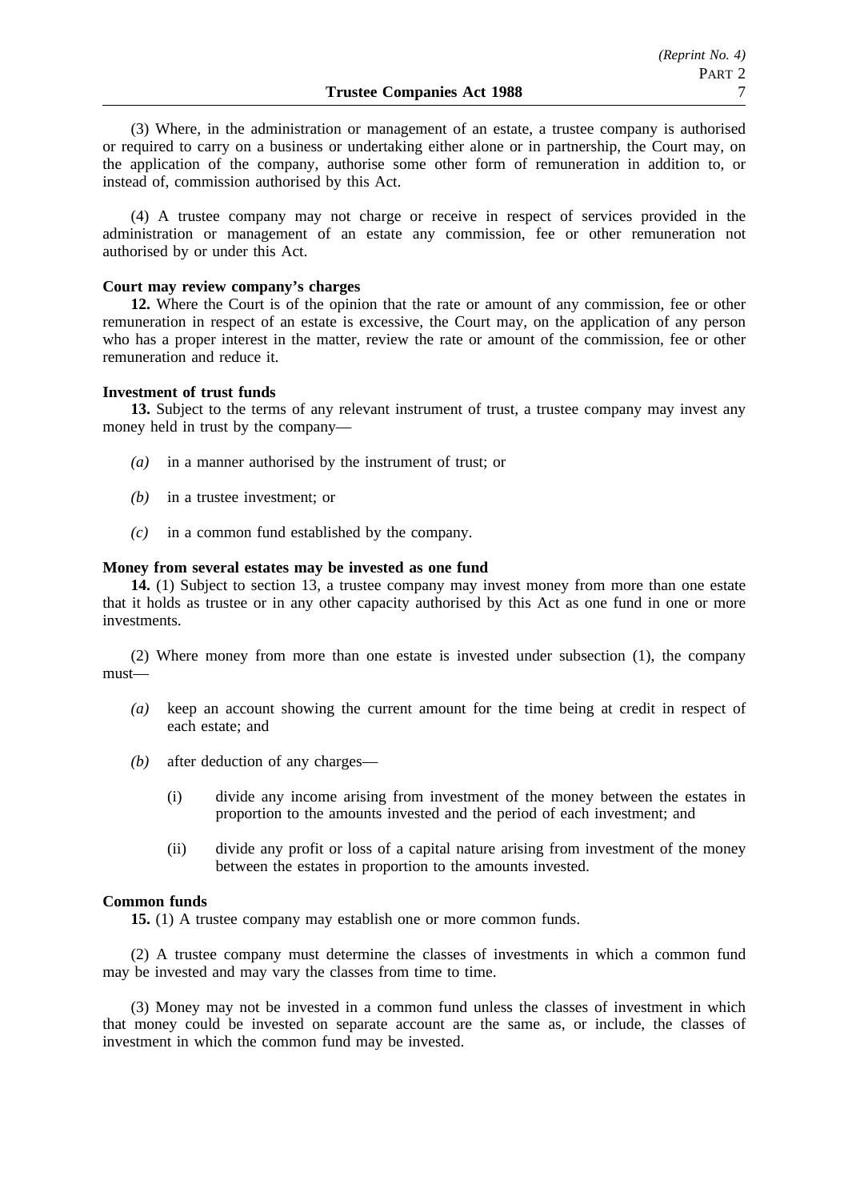(3) Where, in the administration or management of an estate, a trustee company is authorised or required to carry on a business or undertaking either alone or in partnership, the Court may, on the application of the company, authorise some other form of remuneration in addition to, or instead of, commission authorised by this Act.

(4) A trustee company may not charge or receive in respect of services provided in the administration or management of an estate any commission, fee or other remuneration not authorised by or under this Act.

**Court may review company's charges**

**12.** Where the Court is of the opinion that the rate or amount of any commission, fee or other remuneration in respect of an estate is excessive, the Court may, on the application of any person who has a proper interest in the matter, review the rate or amount of the commission, fee or other remuneration and reduce it.

**Investment of trust funds**

**13.** Subject to the terms of any relevant instrument of trust, a trustee company may invest any money held in trust by the company—

*(a)* in a manner authorised by the instrument of trust; or

*(b)* in a trustee investment; or

*(c)* in a common fund established by the company.

**Money from several estates may be invested as one fund**

**14.** (1) Subject to section 13, a trustee company may invest money from more than one estate that it holds as trustee or in any other capacity authorised by this Act as one fund in one or more investments.

(2) Where money from more than one estate is invested under subsection (1), the company must—

*(a)* keep an account showing the current amount for the time being at credit in respect of each estate; and

*(b)* after deduction of any charges—

(i) divide any income arising from investment of the money between the estates in proportion to the amounts invested and the period of each investment; and

(ii) divide any profit or loss of a capital nature arising from investment of the money between the estates in proportion to the amounts invested.

**Common funds**

**15.** (1) A trustee company may establish one or more common funds.

(2) A trustee company must determine the classes of investments in which a common fund may be invested and may vary the classes from time to time.

(3) Money may not be invested in a common fund unless the classes of investment in which that money could be invested on separate account are the same as, or include, the classes of investment in which the common fund may be invested.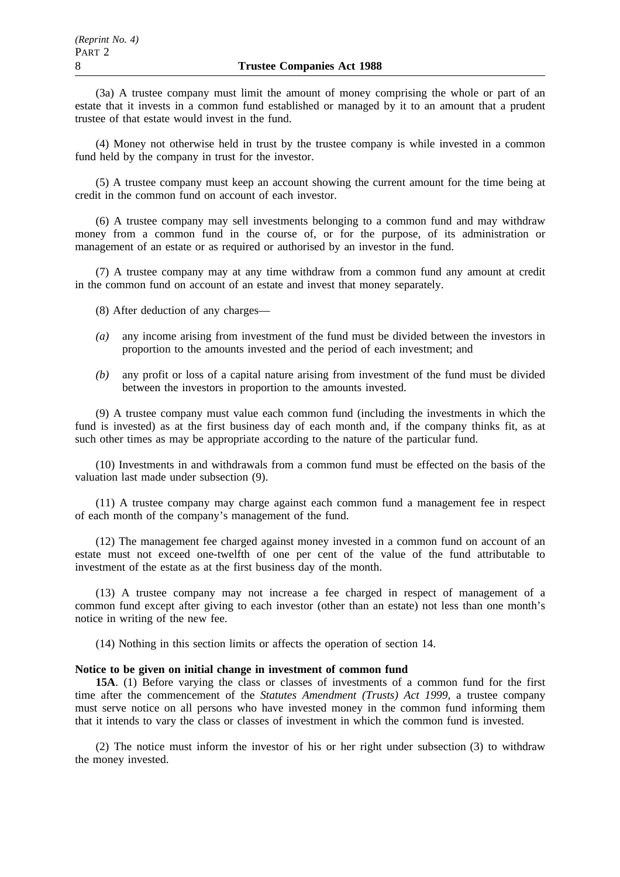(3a) A trustee company must limit the amount of money comprising the whole or part of an estate that it invests in a common fund established or managed by it to an amount that a prudent trustee of that estate would invest in the fund.

(4) Money not otherwise held in trust by the trustee company is while invested in a common fund held by the company in trust for the investor.

(5) A trustee company must keep an account showing the current amount for the time being at credit in the common fund on account of each investor.

(6) A trustee company may sell investments belonging to a common fund and may withdraw money from a common fund in the course of, or for the purpose, of its administration or management of an estate or as required or authorised by an investor in the fund.

(7) A trustee company may at any time withdraw from a common fund any amount at credit in the common fund on account of an estate and invest that money separately.

(8) After deduction of any charges—

*(a)* any income arising from investment of the fund must be divided between the investors in proportion to the amounts invested and the period of each investment; and

*(b)* any profit or loss of a capital nature arising from investment of the fund must be divided between the investors in proportion to the amounts invested.

(9) A trustee company must value each common fund (including the investments in which the fund is invested) as at the first business day of each month and, if the company thinks fit, as at such other times as may be appropriate according to the nature of the particular fund.

(10) Investments in and withdrawals from a common fund must be effected on the basis of the valuation last made under subsection (9).

(11) A trustee company may charge against each common fund a management fee in respect of each month of the company's management of the fund.

(12) The management fee charged against money invested in a common fund on account of an estate must not exceed one-twelfth of one per cent of the value of the fund attributable to investment of the estate as at the first business day of the month.

(13) A trustee company may not increase a fee charged in respect of management of a common fund except after giving to each investor (other than an estate) not less than one month's notice in writing of the new fee.

(14) Nothing in this section limits or affects the operation of section 14.

**Notice to be given on initial change in investment of common fund**

**15A**. (1) Before varying the class or classes of investments of a common fund for the first time after the commencement of the *Statutes Amendment (Trusts) Act 1999*, a trustee company must serve notice on all persons who have invested money in the common fund informing them that it intends to vary the class or classes of investment in which the common fund is invested.

(2) The notice must inform the investor of his or her right under subsection (3) to withdraw the money invested.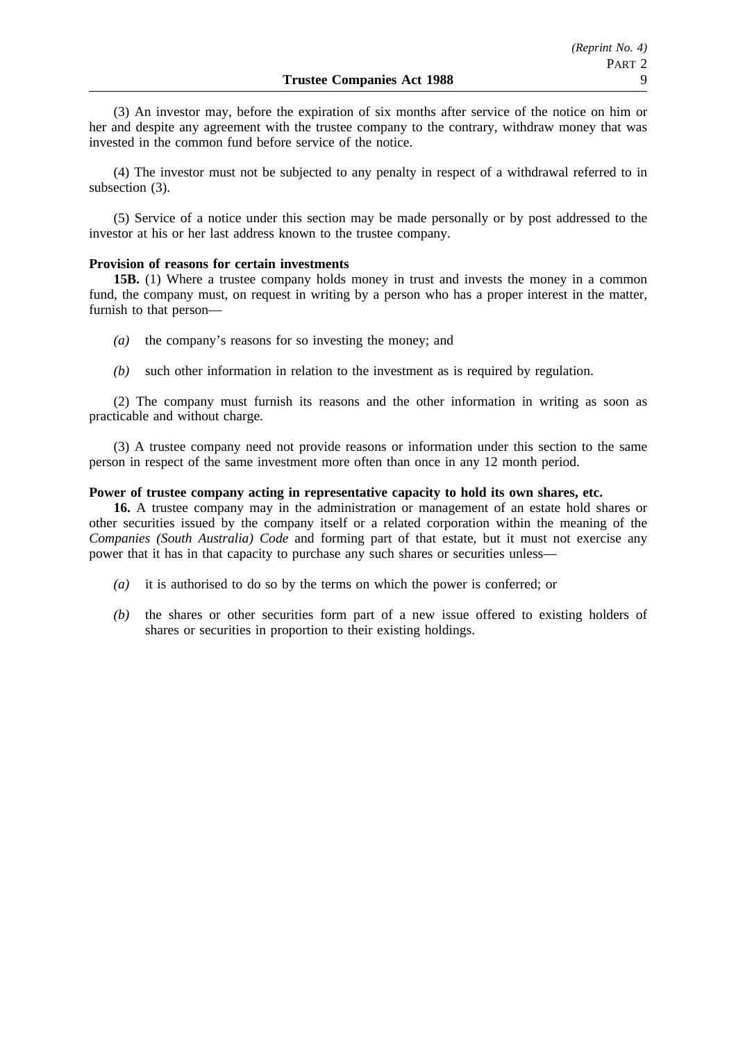(3) An investor may, before the expiration of six months after service of the notice on him or her and despite any agreement with the trustee company to the contrary, withdraw money that was invested in the common fund before service of the notice.

(4) The investor must not be subjected to any penalty in respect of a withdrawal referred to in subsection (3).

(5) Service of a notice under this section may be made personally or by post addressed to the investor at his or her last address known to the trustee company.

**Provision of reasons for certain investments**

**15B.** (1) Where a trustee company holds money in trust and invests the money in a common fund, the company must, on request in writing by a person who has a proper interest in the matter, furnish to that person—

*(a)* the company's reasons for so investing the money; and

*(b)* such other information in relation to the investment as is required by regulation.

(2) The company must furnish its reasons and the other information in writing as soon as practicable and without charge.

(3) A trustee company need not provide reasons or information under this section to the same person in respect of the same investment more often than once in any 12 month period.

**Power of trustee company acting in representative capacity to hold its own shares, etc.**

**16.** A trustee company may in the administration or management of an estate hold shares or other securities issued by the company itself or a related corporation within the meaning of the *Companies (South Australia) Code* and forming part of that estate, but it must not exercise any power that it has in that capacity to purchase any such shares or securities unless—

*(a)* it is authorised to do so by the terms on which the power is conferred; or

*(b)* the shares or other securities form part of a new issue offered to existing holders of shares or securities in proportion to their existing holdings.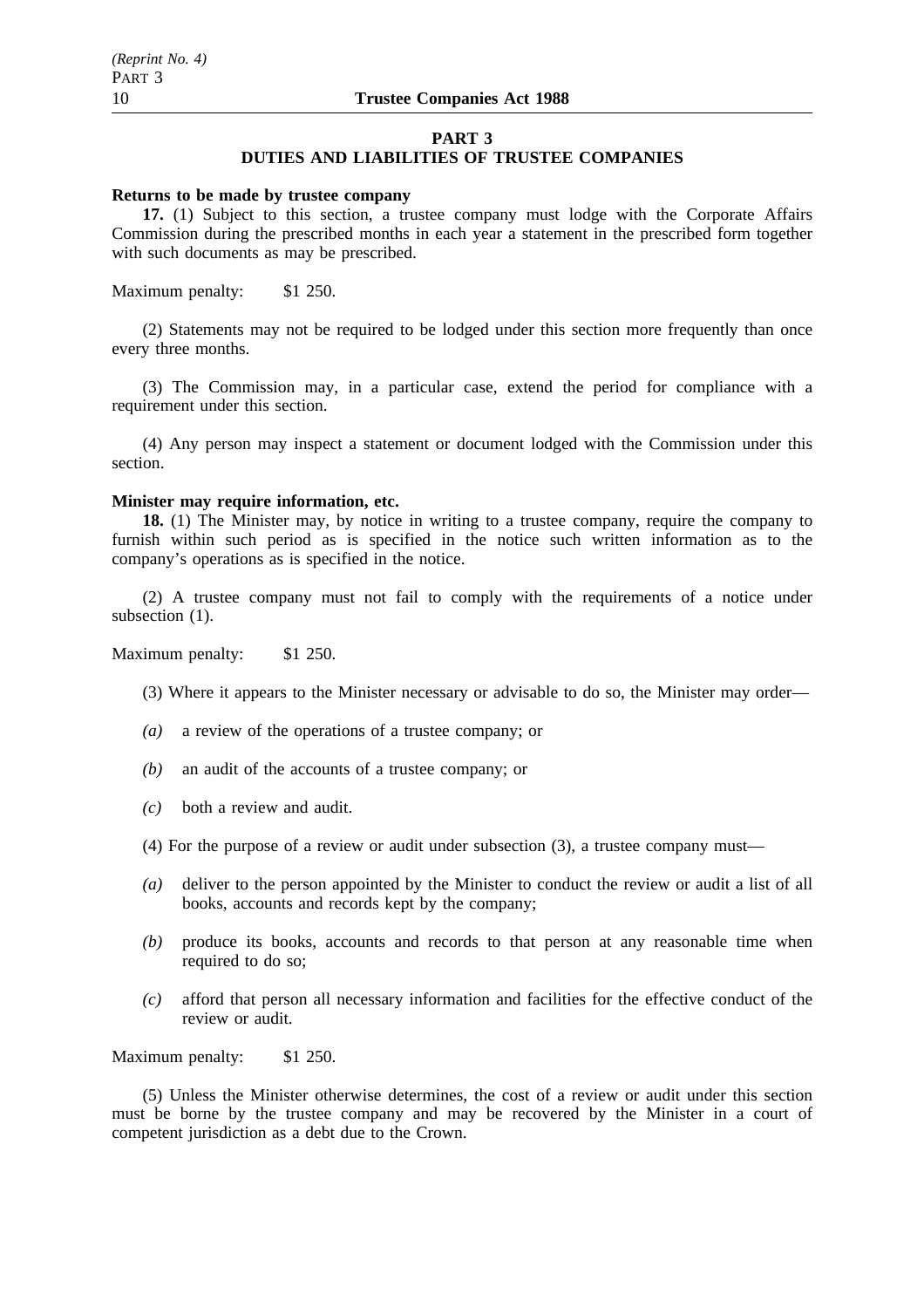## PART 3
## DUTIES AND LIABILITIES OF TRUSTEE COMPANIES

**Returns to be made by trustee company**

**17.** (1) Subject to this section, a trustee company must lodge with the Corporate Affairs Commission during the prescribed months in each year a statement in the prescribed form together with such documents as may be prescribed.

Maximum penalty: $1 250.

(2) Statements may not be required to be lodged under this section more frequently than once every three months.

(3) The Commission may, in a particular case, extend the period for compliance with a requirement under this section.

(4) Any person may inspect a statement or document lodged with the Commission under this section.

**Minister may require information, etc.**

**18.** (1) The Minister may, by notice in writing to a trustee company, require the company to furnish within such period as is specified in the notice such written information as to the company's operations as is specified in the notice.

(2) A trustee company must not fail to comply with the requirements of a notice under subsection (1).

Maximum penalty: $1 250.

(3) Where it appears to the Minister necessary or advisable to do so, the Minister may order—

*(a)* a review of the operations of a trustee company; or

*(b)* an audit of the accounts of a trustee company; or

*(c)* both a review and audit.

(4) For the purpose of a review or audit under subsection (3), a trustee company must—

*(a)* deliver to the person appointed by the Minister to conduct the review or audit a list of all books, accounts and records kept by the company;

*(b)* produce its books, accounts and records to that person at any reasonable time when required to do so;

*(c)* afford that person all necessary information and facilities for the effective conduct of the review or audit.

Maximum penalty: $1 250.

(5) Unless the Minister otherwise determines, the cost of a review or audit under this section must be borne by the trustee company and may be recovered by the Minister in a court of competent jurisdiction as a debt due to the Crown.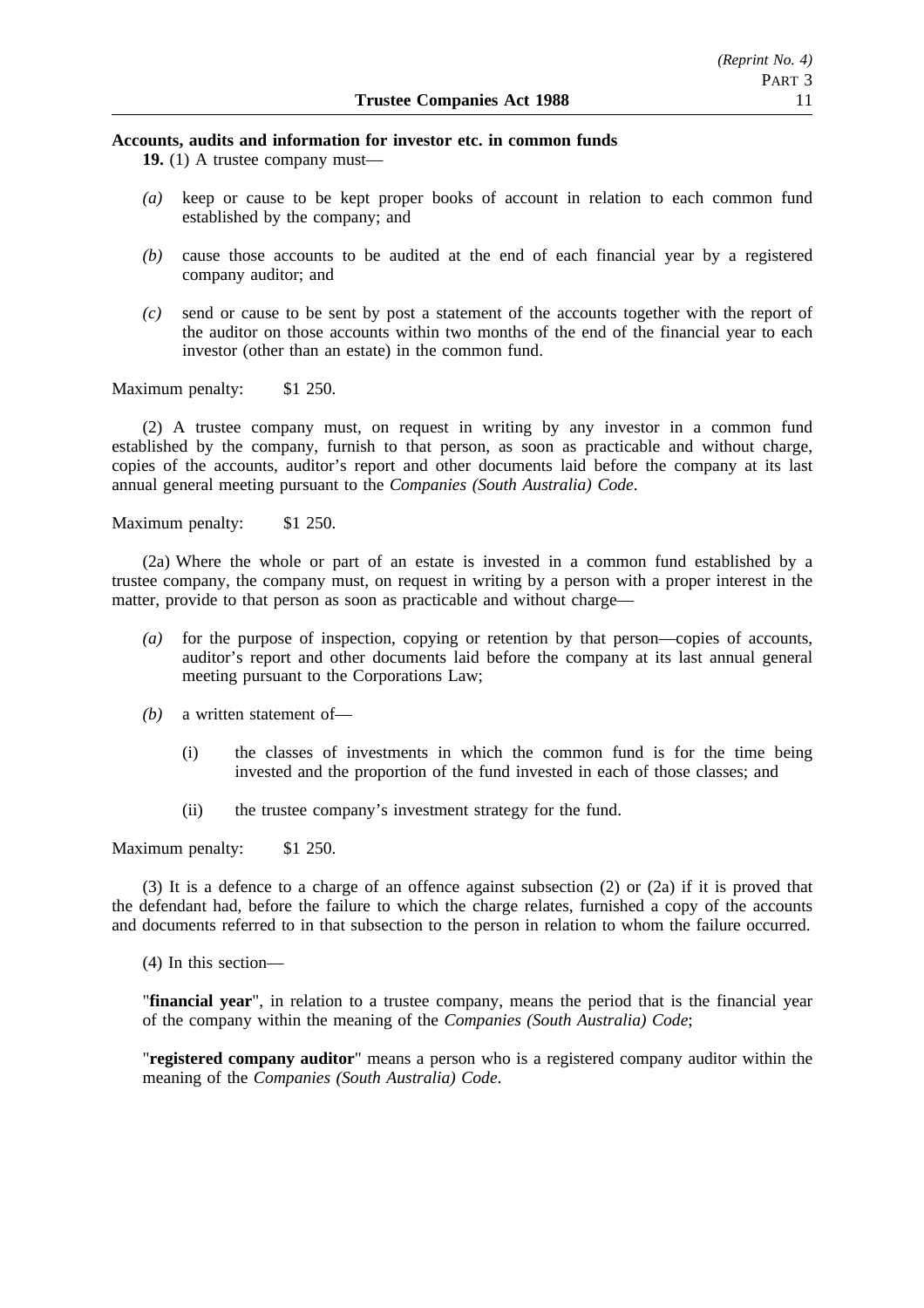**Accounts, audits and information for investor etc. in common funds**

**19.** (1) A trustee company must—

*(a)* keep or cause to be kept proper books of account in relation to each common fund established by the company; and

*(b)* cause those accounts to be audited at the end of each financial year by a registered company auditor; and

*(c)* send or cause to be sent by post a statement of the accounts together with the report of the auditor on those accounts within two months of the end of the financial year to each investor (other than an estate) in the common fund.

Maximum penalty: $1 250.

(2) A trustee company must, on request in writing by any investor in a common fund established by the company, furnish to that person, as soon as practicable and without charge, copies of the accounts, auditor's report and other documents laid before the company at its last annual general meeting pursuant to the *Companies (South Australia) Code*.

Maximum penalty: $1 250.

(2a) Where the whole or part of an estate is invested in a common fund established by a trustee company, the company must, on request in writing by a person with a proper interest in the matter, provide to that person as soon as practicable and without charge—

*(a)* for the purpose of inspection, copying or retention by that person—copies of accounts, auditor's report and other documents laid before the company at its last annual general meeting pursuant to the Corporations Law;

*(b)* a written statement of—

(i) the classes of investments in which the common fund is for the time being invested and the proportion of the fund invested in each of those classes; and

(ii) the trustee company's investment strategy for the fund.

Maximum penalty: $1 250.

(3) It is a defence to a charge of an offence against subsection (2) or (2a) if it is proved that the defendant had, before the failure to which the charge relates, furnished a copy of the accounts and documents referred to in that subsection to the person in relation to whom the failure occurred.

(4) In this section—

"**financial year**", in relation to a trustee company, means the period that is the financial year of the company within the meaning of the *Companies (South Australia) Code*;

"**registered company auditor**" means a person who is a registered company auditor within the meaning of the *Companies (South Australia) Code*.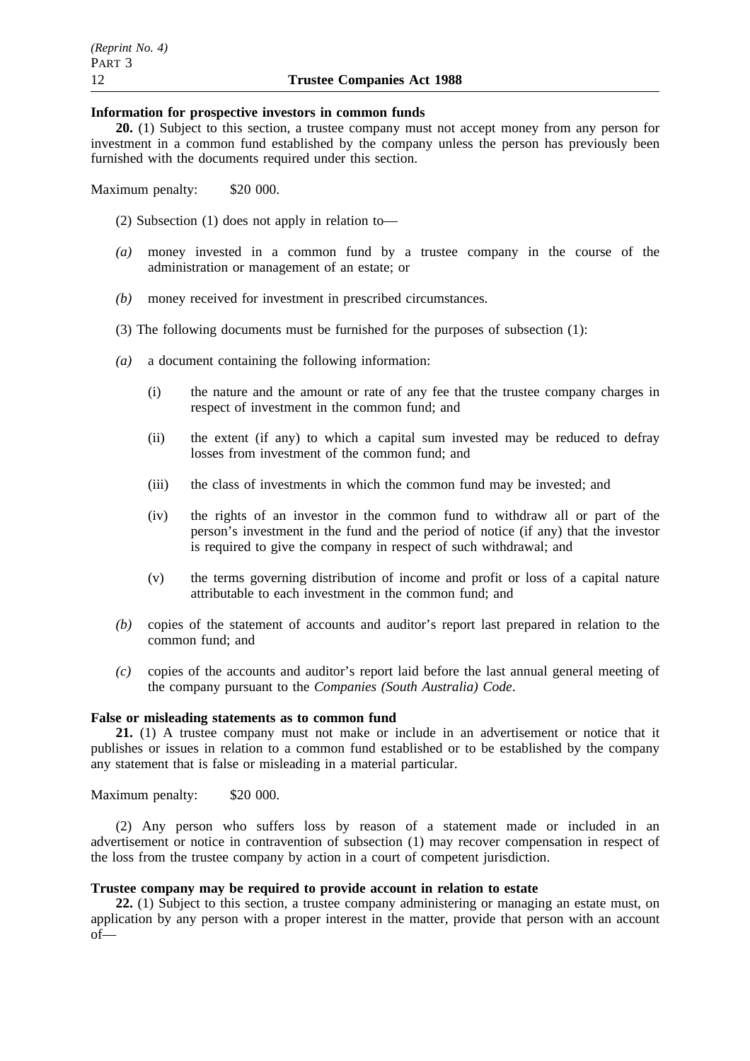**Information for prospective investors in common funds**

**20.** (1) Subject to this section, a trustee company must not accept money from any person for investment in a common fund established by the company unless the person has previously been furnished with the documents required under this section.

Maximum penalty: $20 000.

(2) Subsection (1) does not apply in relation to—

*(a)* money invested in a common fund by a trustee company in the course of the administration or management of an estate; or

*(b)* money received for investment in prescribed circumstances.

(3) The following documents must be furnished for the purposes of subsection (1):

*(a)* a document containing the following information:

(i) the nature and the amount or rate of any fee that the trustee company charges in respect of investment in the common fund; and

(ii) the extent (if any) to which a capital sum invested may be reduced to defray losses from investment of the common fund; and

(iii) the class of investments in which the common fund may be invested; and

(iv) the rights of an investor in the common fund to withdraw all or part of the person's investment in the fund and the period of notice (if any) that the investor is required to give the company in respect of such withdrawal; and

(v) the terms governing distribution of income and profit or loss of a capital nature attributable to each investment in the common fund; and

*(b)* copies of the statement of accounts and auditor's report last prepared in relation to the common fund; and

*(c)* copies of the accounts and auditor's report laid before the last annual general meeting of the company pursuant to the *Companies (South Australia) Code*.

**False or misleading statements as to common fund**

**21.** (1) A trustee company must not make or include in an advertisement or notice that it publishes or issues in relation to a common fund established or to be established by the company any statement that is false or misleading in a material particular.

Maximum penalty: $20 000.

(2) Any person who suffers loss by reason of a statement made or included in an advertisement or notice in contravention of subsection (1) may recover compensation in respect of the loss from the trustee company by action in a court of competent jurisdiction.

**Trustee company may be required to provide account in relation to estate**

**22.** (1) Subject to this section, a trustee company administering or managing an estate must, on application by any person with a proper interest in the matter, provide that person with an account of—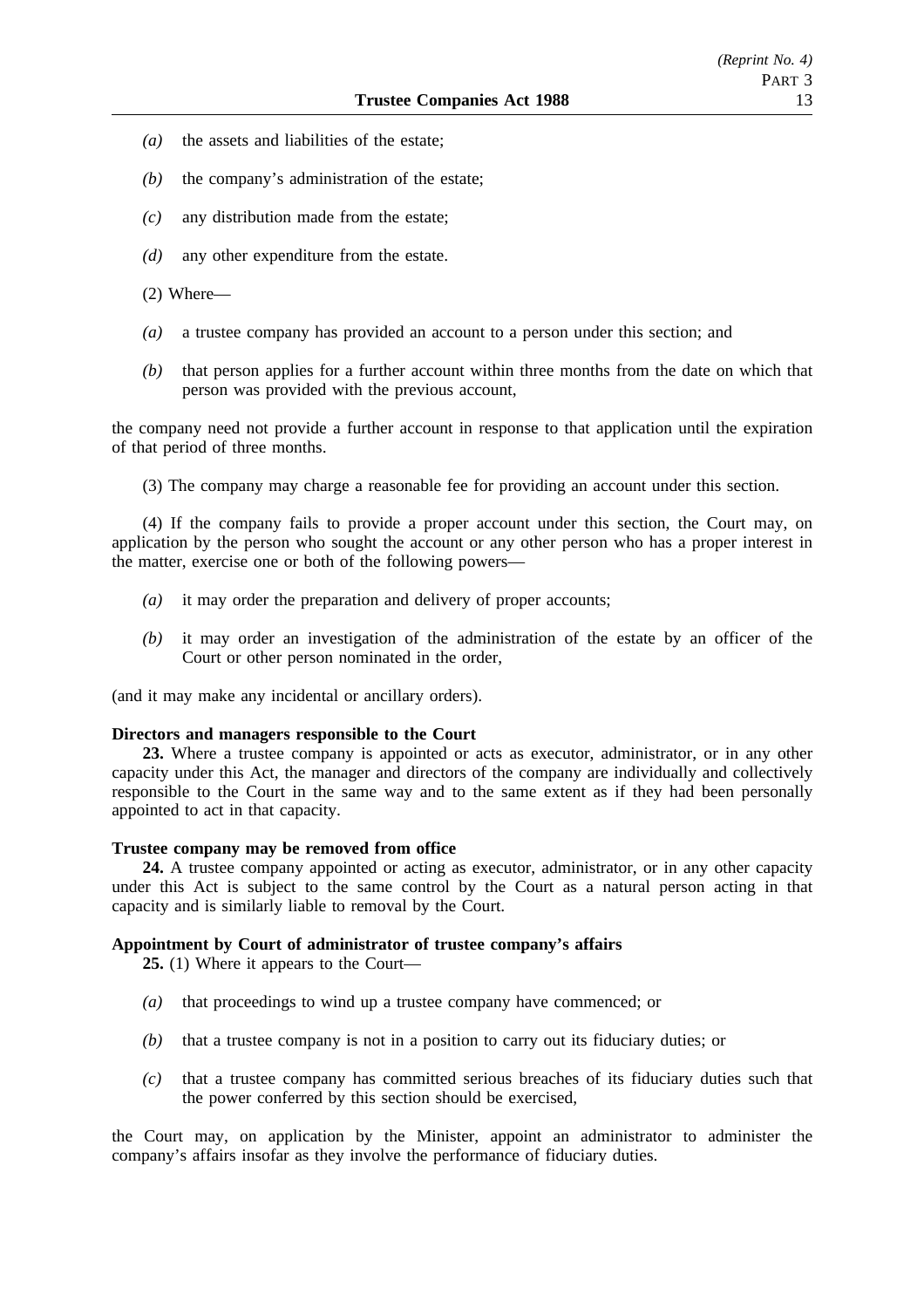*(a)* the assets and liabilities of the estate;

*(b)* the company's administration of the estate;

*(c)* any distribution made from the estate;

*(d)* any other expenditure from the estate.

(2) Where—

*(a)* a trustee company has provided an account to a person under this section; and

*(b)* that person applies for a further account within three months from the date on which that person was provided with the previous account,

the company need not provide a further account in response to that application until the expiration of that period of three months.

(3) The company may charge a reasonable fee for providing an account under this section.

(4) If the company fails to provide a proper account under this section, the Court may, on application by the person who sought the account or any other person who has a proper interest in the matter, exercise one or both of the following powers—

*(a)* it may order the preparation and delivery of proper accounts;

*(b)* it may order an investigation of the administration of the estate by an officer of the Court or other person nominated in the order,

(and it may make any incidental or ancillary orders).

**Directors and managers responsible to the Court**

**23.** Where a trustee company is appointed or acts as executor, administrator, or in any other capacity under this Act, the manager and directors of the company are individually and collectively responsible to the Court in the same way and to the same extent as if they had been personally appointed to act in that capacity.

**Trustee company may be removed from office**

**24.** A trustee company appointed or acting as executor, administrator, or in any other capacity under this Act is subject to the same control by the Court as a natural person acting in that capacity and is similarly liable to removal by the Court.

**Appointment by Court of administrator of trustee company's affairs**

**25.** (1) Where it appears to the Court—

*(a)* that proceedings to wind up a trustee company have commenced; or

*(b)* that a trustee company is not in a position to carry out its fiduciary duties; or

*(c)* that a trustee company has committed serious breaches of its fiduciary duties such that the power conferred by this section should be exercised,

the Court may, on application by the Minister, appoint an administrator to administer the company's affairs insofar as they involve the performance of fiduciary duties.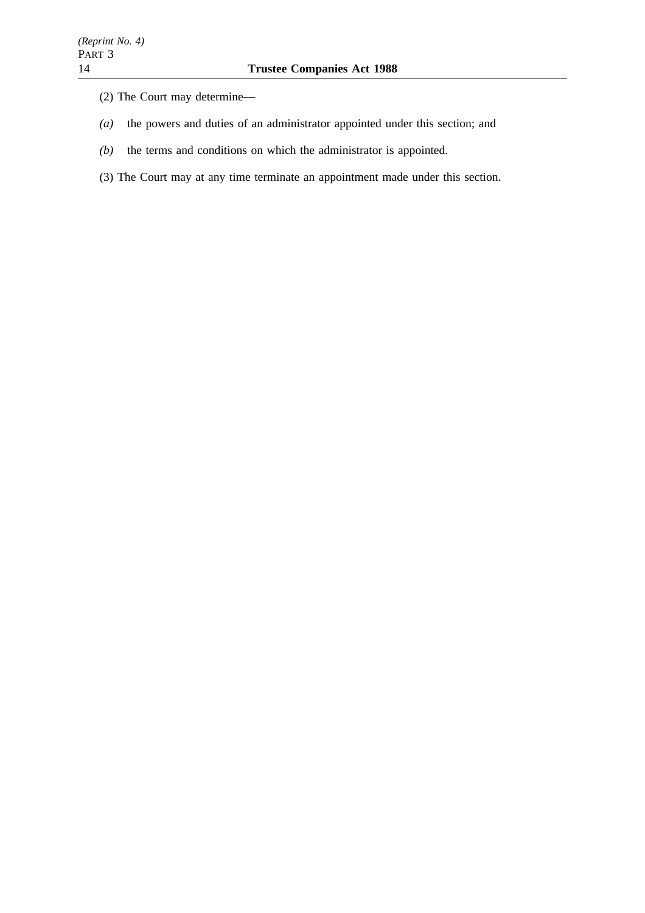(2) The Court may determine—

*(a)* the powers and duties of an administrator appointed under this section; and

*(b)* the terms and conditions on which the administrator is appointed.

(3) The Court may at any time terminate an appointment made under this section.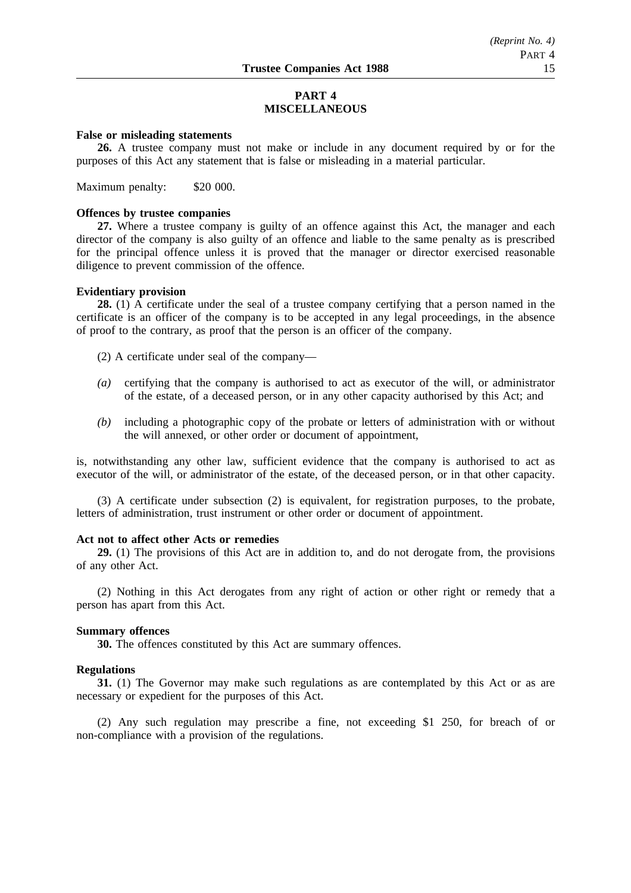## PART 4
## MISCELLANEOUS

**False or misleading statements**

**26.** A trustee company must not make or include in any document required by or for the purposes of this Act any statement that is false or misleading in a material particular.

Maximum penalty: $20 000.

**Offences by trustee companies**

**27.** Where a trustee company is guilty of an offence against this Act, the manager and each director of the company is also guilty of an offence and liable to the same penalty as is prescribed for the principal offence unless it is proved that the manager or director exercised reasonable diligence to prevent commission of the offence.

**Evidentiary provision**

**28.** (1) A certificate under the seal of a trustee company certifying that a person named in the certificate is an officer of the company is to be accepted in any legal proceedings, in the absence of proof to the contrary, as proof that the person is an officer of the company.

(2) A certificate under seal of the company—

*(a)* certifying that the company is authorised to act as executor of the will, or administrator of the estate, of a deceased person, or in any other capacity authorised by this Act; and

*(b)* including a photographic copy of the probate or letters of administration with or without the will annexed, or other order or document of appointment,

is, notwithstanding any other law, sufficient evidence that the company is authorised to act as executor of the will, or administrator of the estate, of the deceased person, or in that other capacity.

(3) A certificate under subsection (2) is equivalent, for registration purposes, to the probate, letters of administration, trust instrument or other order or document of appointment.

**Act not to affect other Acts or remedies**

**29.** (1) The provisions of this Act are in addition to, and do not derogate from, the provisions of any other Act.

(2) Nothing in this Act derogates from any right of action or other right or remedy that a person has apart from this Act.

**Summary offences**

**30.** The offences constituted by this Act are summary offences.

**Regulations**

**31.** (1) The Governor may make such regulations as are contemplated by this Act or as are necessary or expedient for the purposes of this Act.

(2) Any such regulation may prescribe a fine, not exceeding $1 250, for breach of or non-compliance with a provision of the regulations.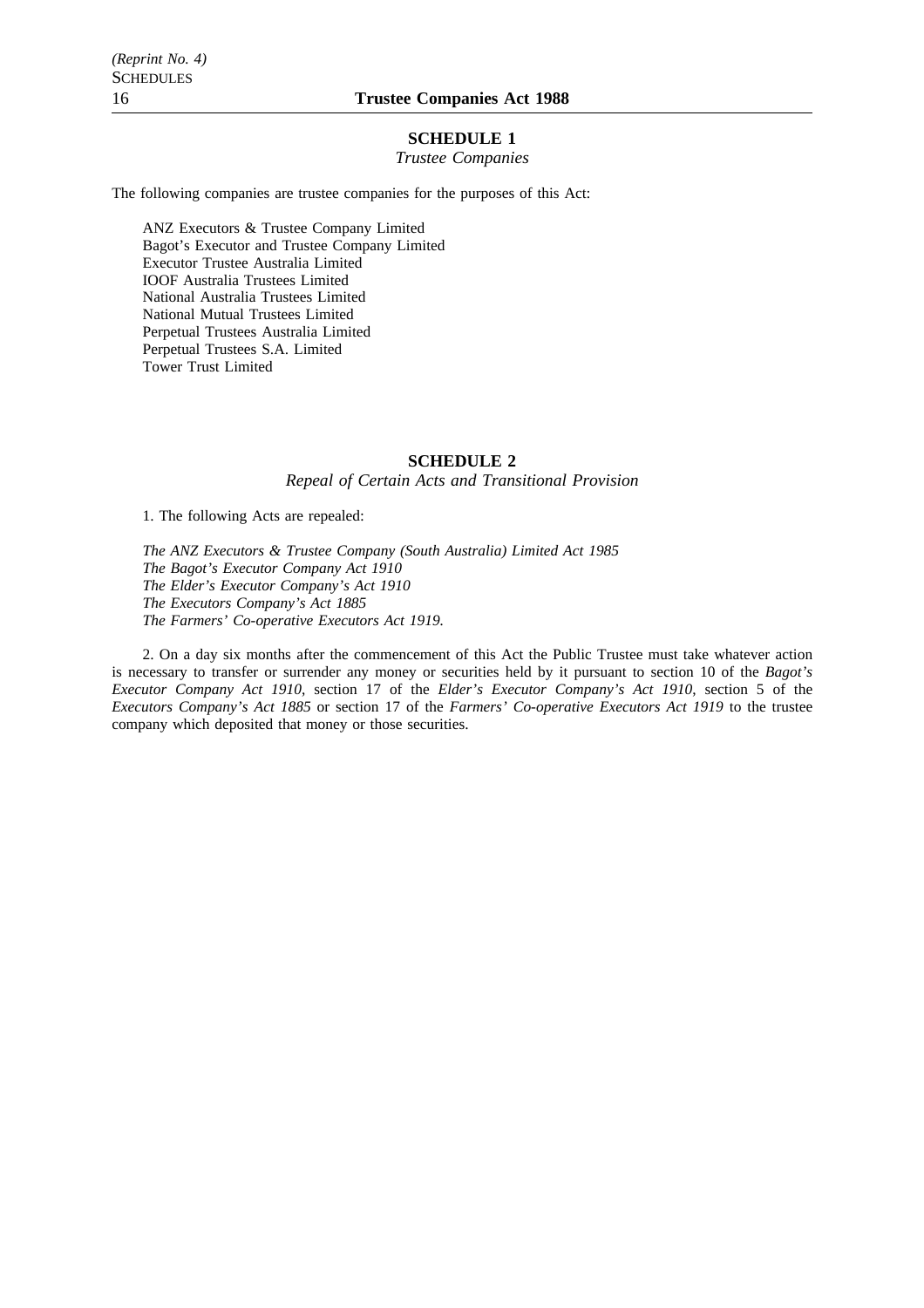## SCHEDULE 1

*Trustee Companies*

The following companies are trustee companies for the purposes of this Act:

ANZ Executors & Trustee Company Limited
Bagot's Executor and Trustee Company Limited
Executor Trustee Australia Limited
IOOF Australia Trustees Limited
National Australia Trustees Limited
National Mutual Trustees Limited
Perpetual Trustees Australia Limited
Perpetual Trustees S.A. Limited
Tower Trust Limited

## SCHEDULE 2

*Repeal of Certain Acts and Transitional Provision*

1. The following Acts are repealed:

*The ANZ Executors & Trustee Company (South Australia) Limited Act 1985*
*The Bagot's Executor Company Act 1910*
*The Elder's Executor Company's Act 1910*
*The Executors Company's Act 1885*
*The Farmers' Co-operative Executors Act 1919.*

2. On a day six months after the commencement of this Act the Public Trustee must take whatever action is necessary to transfer or surrender any money or securities held by it pursuant to section 10 of the *Bagot's Executor Company Act 1910*, section 17 of the *Elder's Executor Company's Act 1910*, section 5 of the *Executors Company's Act 1885* or section 17 of the *Farmers' Co-operative Executors Act 1919* to the trustee company which deposited that money or those securities.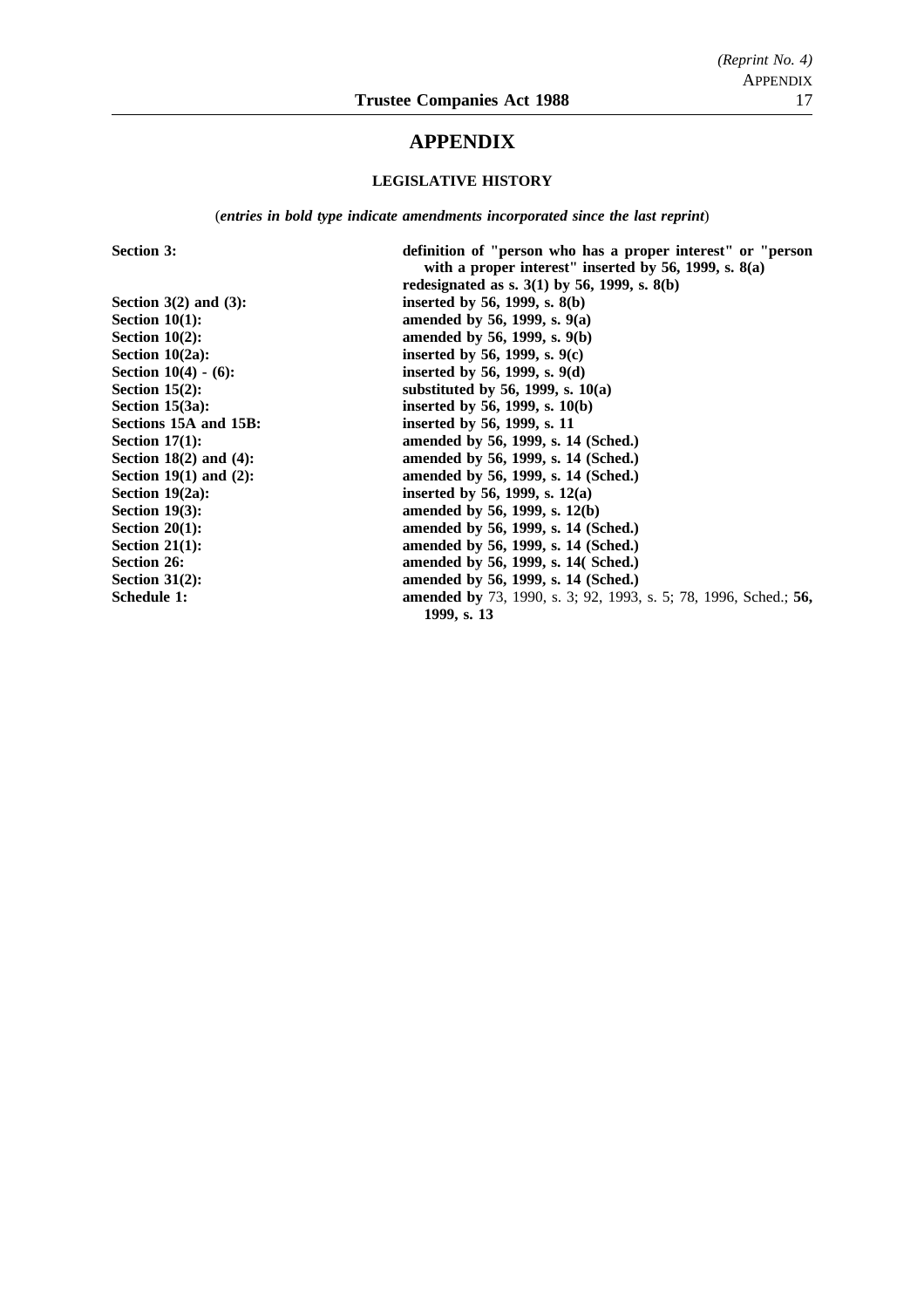# APPENDIX

## LEGISLATIVE HISTORY

(*entries in bold type indicate amendments incorporated since the last reprint*)

| | |
|---|---|
| **Section 3:** | **definition of "person who has a proper interest" or "person with a proper interest" inserted by 56, 1999, s. 8(a)** |
| | **redesignated as s. 3(1) by 56, 1999, s. 8(b)** |
| **Section 3(2) and (3):** | **inserted by 56, 1999, s. 8(b)** |
| **Section 10(1):** | **amended by 56, 1999, s. 9(a)** |
| **Section 10(2):** | **amended by 56, 1999, s. 9(b)** |
| **Section 10(2a):** | **inserted by 56, 1999, s. 9(c)** |
| **Section 10(4) - (6):** | **inserted by 56, 1999, s. 9(d)** |
| **Section 15(2):** | **substituted by 56, 1999, s. 10(a)** |
| **Section 15(3a):** | **inserted by 56, 1999, s. 10(b)** |
| **Sections 15A and 15B:** | **inserted by 56, 1999, s. 11** |
| **Section 17(1):** | **amended by 56, 1999, s. 14 (Sched.)** |
| **Section 18(2) and (4):** | **amended by 56, 1999, s. 14 (Sched.)** |
| **Section 19(1) and (2):** | **amended by 56, 1999, s. 14 (Sched.)** |
| **Section 19(2a):** | **inserted by 56, 1999, s. 12(a)** |
| **Section 19(3):** | **amended by 56, 1999, s. 12(b)** |
| **Section 20(1):** | **amended by 56, 1999, s. 14 (Sched.)** |
| **Section 21(1):** | **amended by 56, 1999, s. 14 (Sched.)** |
| **Section 26:** | **amended by 56, 1999, s. 14( Sched.)** |
| **Section 31(2):** | **amended by 56, 1999, s. 14 (Sched.)** |
| **Schedule 1:** | **amended by** 73, 1990, s. 3; 92, 1993, s. 5; 78, 1996, Sched.; **56, 1999, s. 13** |